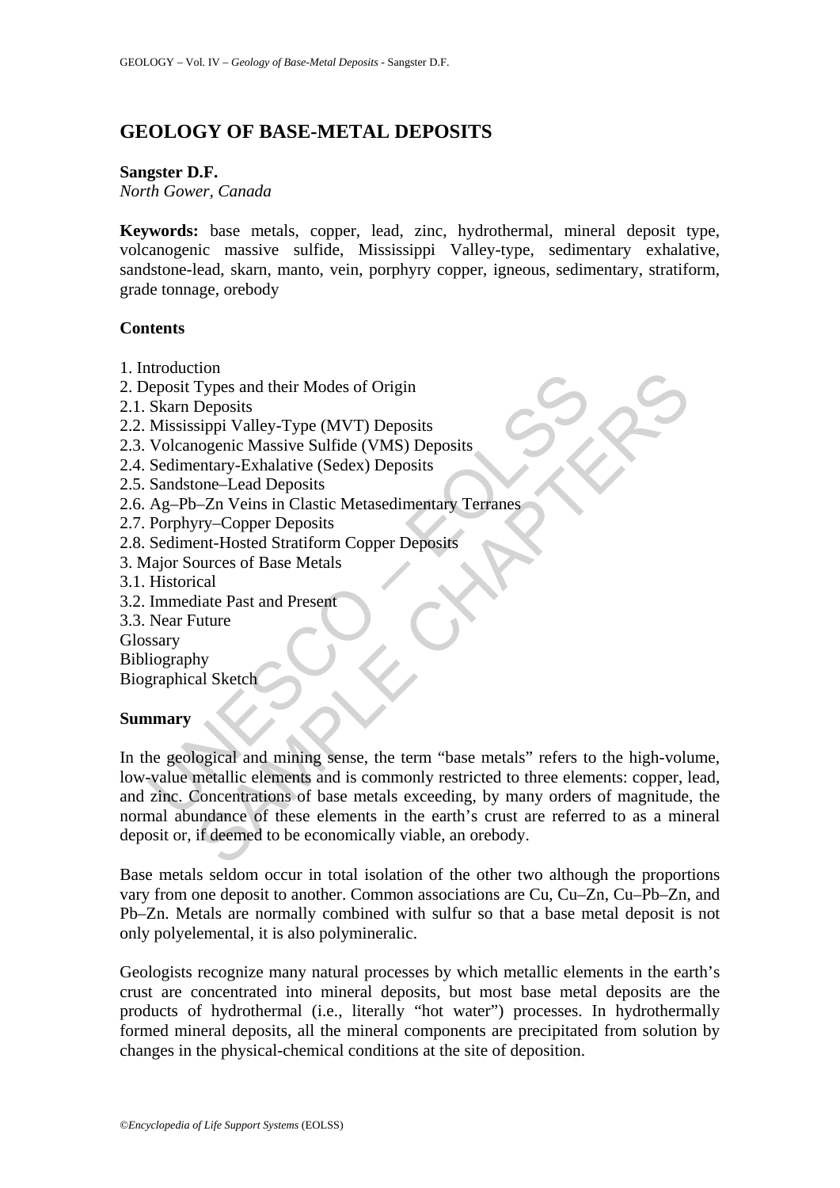# GEOLOGY OF BASE-METAL DEPOSITS

**Sangster D.F.**
*North Gower, Canada*

**Keywords:** base metals, copper, lead, zinc, hydrothermal, mineral deposit type, volcanogenic massive sulfide, Mississippi Valley-type, sedimentary exhalative, sandstone-lead, skarn, manto, vein, porphyry copper, igneous, sedimentary, stratiform, grade tonnage, orebody

## Contents

1. Introduction
2. Deposit Types and their Modes of Origin
2.1. Skarn Deposits
2.2. Mississippi Valley-Type (MVT) Deposits
2.3. Volcanogenic Massive Sulfide (VMS) Deposits
2.4. Sedimentary-Exhalative (Sedex) Deposits
2.5. Sandstone–Lead Deposits
2.6. Ag–Pb–Zn Veins in Clastic Metasedimentary Terranes
2.7. Porphyry–Copper Deposits
2.8. Sediment-Hosted Stratiform Copper Deposits
3. Major Sources of Base Metals
3.1. Historical
3.2. Immediate Past and Present
3.3. Near Future
Glossary
Bibliography
Biographical Sketch

## Summary

In the geological and mining sense, the term "base metals" refers to the high-volume, low-value metallic elements and is commonly restricted to three elements: copper, lead, and zinc. Concentrations of base metals exceeding, by many orders of magnitude, the normal abundance of these elements in the earth's crust are referred to as a mineral deposit or, if deemed to be economically viable, an orebody.

Base metals seldom occur in total isolation of the other two although the proportions vary from one deposit to another. Common associations are Cu, Cu–Zn, Cu–Pb–Zn, and Pb–Zn. Metals are normally combined with sulfur so that a base metal deposit is not only polyelemental, it is also polymineralic.

Geologists recognize many natural processes by which metallic elements in the earth's crust are concentrated into mineral deposits, but most base metal deposits are the products of hydrothermal (i.e., literally "hot water") processes. In hydrothermally formed mineral deposits, all the mineral components are precipitated from solution by changes in the physical-chemical conditions at the site of deposition.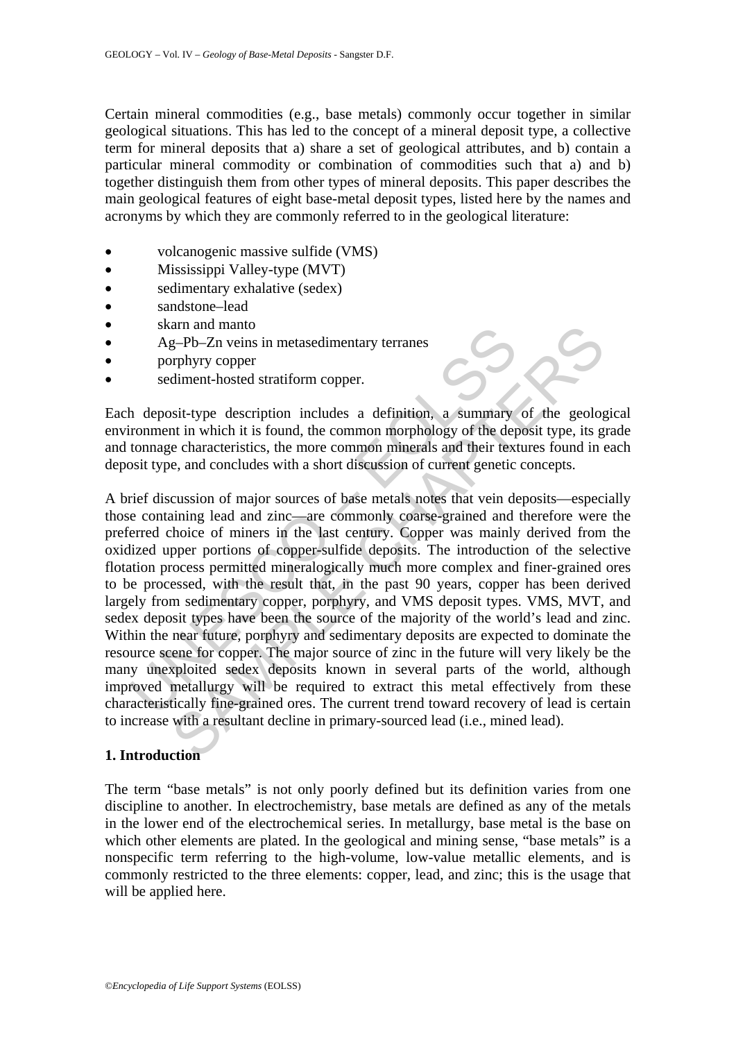Certain mineral commodities (e.g., base metals) commonly occur together in similar geological situations. This has led to the concept of a mineral deposit type, a collective term for mineral deposits that a) share a set of geological attributes, and b) contain a particular mineral commodity or combination of commodities such that a) and b) together distinguish them from other types of mineral deposits. This paper describes the main geological features of eight base-metal deposit types, listed here by the names and acronyms by which they are commonly referred to in the geological literature:

- volcanogenic massive sulfide (VMS)
- Mississippi Valley-type (MVT)
- sedimentary exhalative (sedex)
- sandstone–lead
- skarn and manto
- Ag–Pb–Zn veins in metasedimentary terranes
- porphyry copper
- sediment-hosted stratiform copper.

Each deposit-type description includes a definition, a summary of the geological environment in which it is found, the common morphology of the deposit type, its grade and tonnage characteristics, the more common minerals and their textures found in each deposit type, and concludes with a short discussion of current genetic concepts.

A brief discussion of major sources of base metals notes that vein deposits—especially those containing lead and zinc—are commonly coarse-grained and therefore were the preferred choice of miners in the last century. Copper was mainly derived from the oxidized upper portions of copper-sulfide deposits. The introduction of the selective flotation process permitted mineralogically much more complex and finer-grained ores to be processed, with the result that, in the past 90 years, copper has been derived largely from sedimentary copper, porphyry, and VMS deposit types. VMS, MVT, and sedex deposit types have been the source of the majority of the world's lead and zinc. Within the near future, porphyry and sedimentary deposits are expected to dominate the resource scene for copper. The major source of zinc in the future will very likely be the many unexploited sedex deposits known in several parts of the world, although improved metallurgy will be required to extract this metal effectively from these characteristically fine-grained ores. The current trend toward recovery of lead is certain to increase with a resultant decline in primary-sourced lead (i.e., mined lead).

## 1. Introduction

The term "base metals" is not only poorly defined but its definition varies from one discipline to another. In electrochemistry, base metals are defined as any of the metals in the lower end of the electrochemical series. In metallurgy, base metal is the base on which other elements are plated. In the geological and mining sense, "base metals" is a nonspecific term referring to the high-volume, low-value metallic elements, and is commonly restricted to the three elements: copper, lead, and zinc; this is the usage that will be applied here.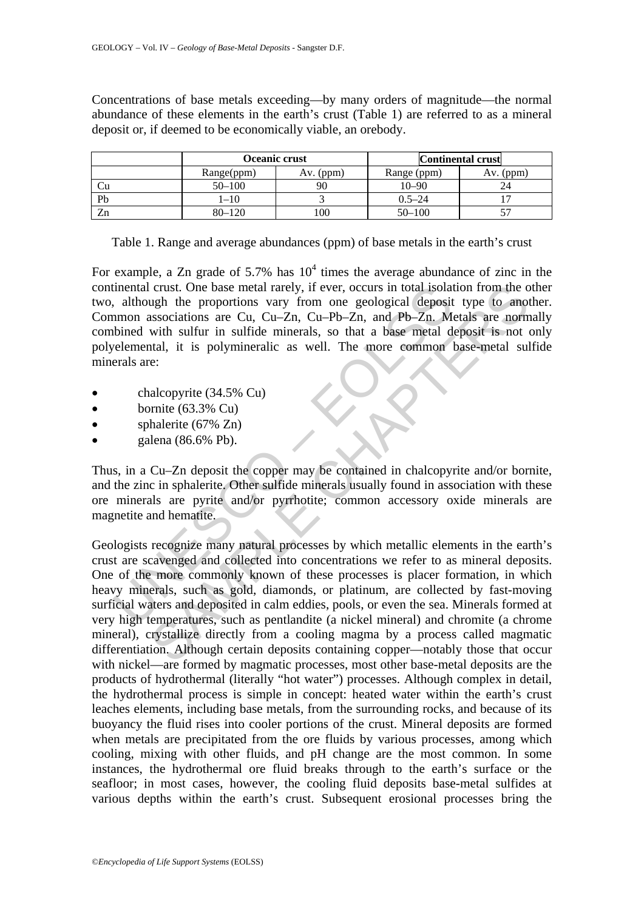Concentrations of base metals exceeding—by many orders of magnitude—the normal abundance of these elements in the earth's crust (Table 1) are referred to as a mineral deposit or, if deemed to be economically viable, an orebody.

| | Oceanic crust | | Continental crust | |
|---|---|---|---|---|
| | Range(ppm) | Av. (ppm) | Range (ppm) | Av. (ppm) |
| Cu | 50–100 | 90 | 10–90 | 24 |
| Pb | 1–10 | 3 | 0.5–24 | 17 |
| Zn | 80–120 | 100 | 50–100 | 57 |

Table 1. Range and average abundances (ppm) of base metals in the earth's crust

For example, a Zn grade of 5.7% has $10^4$ times the average abundance of zinc in the continental crust. One base metal rarely, if ever, occurs in total isolation from the other two, although the proportions vary from one geological deposit type to another. Common associations are Cu, Cu–Zn, Cu–Pb–Zn, and Pb–Zn. Metals are normally combined with sulfur in sulfide minerals, so that a base metal deposit is not only polyelemental, it is polymineralic as well. The more common base-metal sulfide minerals are:

- chalcopyrite (34.5% Cu)
- bornite (63.3% Cu)
- sphalerite (67% Zn)
- galena (86.6% Pb).

Thus, in a Cu–Zn deposit the copper may be contained in chalcopyrite and/or bornite, and the zinc in sphalerite. Other sulfide minerals usually found in association with these ore minerals are pyrite and/or pyrrhotite; common accessory oxide minerals are magnetite and hematite.

Geologists recognize many natural processes by which metallic elements in the earth's crust are scavenged and collected into concentrations we refer to as mineral deposits. One of the more commonly known of these processes is placer formation, in which heavy minerals, such as gold, diamonds, or platinum, are collected by fast-moving surficial waters and deposited in calm eddies, pools, or even the sea. Minerals formed at very high temperatures, such as pentlandite (a nickel mineral) and chromite (a chrome mineral), crystallize directly from a cooling magma by a process called magmatic differentiation. Although certain deposits containing copper—notably those that occur with nickel—are formed by magmatic processes, most other base-metal deposits are the products of hydrothermal (literally "hot water") processes. Although complex in detail, the hydrothermal process is simple in concept: heated water within the earth's crust leaches elements, including base metals, from the surrounding rocks, and because of its buoyancy the fluid rises into cooler portions of the crust. Mineral deposits are formed when metals are precipitated from the ore fluids by various processes, among which cooling, mixing with other fluids, and pH change are the most common. In some instances, the hydrothermal ore fluid breaks through to the earth's surface or the seafloor; in most cases, however, the cooling fluid deposits base-metal sulfides at various depths within the earth's crust. Subsequent erosional processes bring the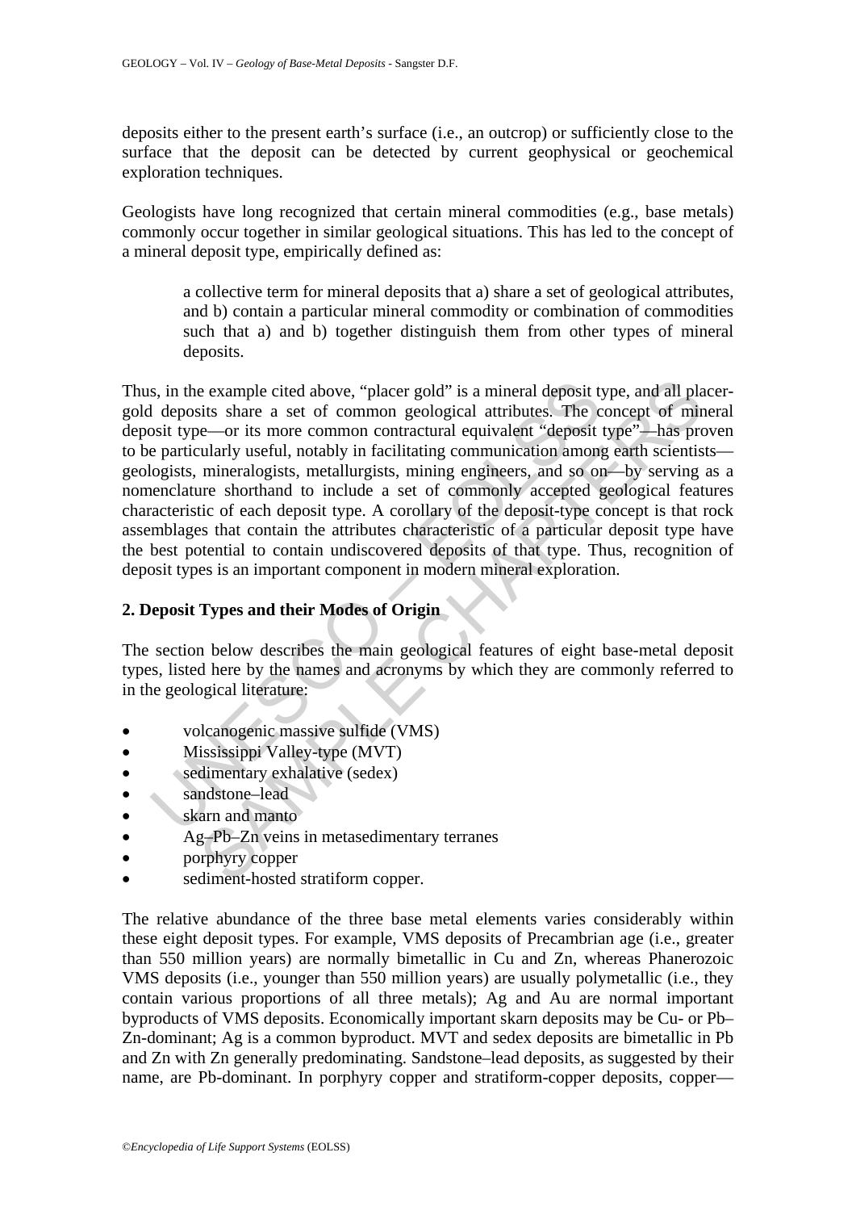deposits either to the present earth's surface (i.e., an outcrop) or sufficiently close to the surface that the deposit can be detected by current geophysical or geochemical exploration techniques.

Geologists have long recognized that certain mineral commodities (e.g., base metals) commonly occur together in similar geological situations. This has led to the concept of a mineral deposit type, empirically defined as:

> a collective term for mineral deposits that a) share a set of geological attributes, and b) contain a particular mineral commodity or combination of commodities such that a) and b) together distinguish them from other types of mineral deposits.

Thus, in the example cited above, "placer gold" is a mineral deposit type, and all placer-gold deposits share a set of common geological attributes. The concept of mineral deposit type—or its more common contractural equivalent "deposit type"—has proven to be particularly useful, notably in facilitating communication among earth scientists—geologists, mineralogists, metallurgists, mining engineers, and so on—by serving as a nomenclature shorthand to include a set of commonly accepted geological features characteristic of each deposit type. A corollary of the deposit-type concept is that rock assemblages that contain the attributes characteristic of a particular deposit type have the best potential to contain undiscovered deposits of that type. Thus, recognition of deposit types is an important component in modern mineral exploration.

## 2. Deposit Types and their Modes of Origin

The section below describes the main geological features of eight base-metal deposit types, listed here by the names and acronyms by which they are commonly referred to in the geological literature:

- volcanogenic massive sulfide (VMS)
- Mississippi Valley-type (MVT)
- sedimentary exhalative (sedex)
- sandstone–lead
- skarn and manto
- Ag–Pb–Zn veins in metasedimentary terranes
- porphyry copper
- sediment-hosted stratiform copper.

The relative abundance of the three base metal elements varies considerably within these eight deposit types. For example, VMS deposits of Precambrian age (i.e., greater than 550 million years) are normally bimetallic in Cu and Zn, whereas Phanerozoic VMS deposits (i.e., younger than 550 million years) are usually polymetallic (i.e., they contain various proportions of all three metals); Ag and Au are normal important byproducts of VMS deposits. Economically important skarn deposits may be Cu- or Pb–Zn-dominant; Ag is a common byproduct. MVT and sedex deposits are bimetallic in Pb and Zn with Zn generally predominating. Sandstone–lead deposits, as suggested by their name, are Pb-dominant. In porphyry copper and stratiform-copper deposits, copper—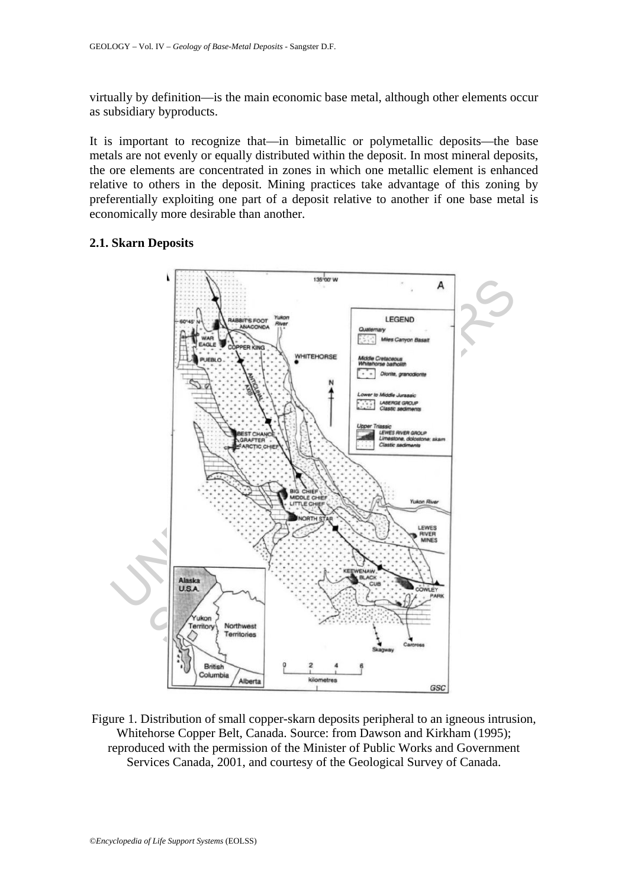virtually by definition—is the main economic base metal, although other elements occur as subsidiary byproducts.

It is important to recognize that—in bimetallic or polymetallic deposits—the base metals are not evenly or equally distributed within the deposit. In most mineral deposits, the ore elements are concentrated in zones in which one metallic element is enhanced relative to others in the deposit. Mining practices take advantage of this zoning by preferentially exploiting one part of a deposit relative to another if one base metal is economically more desirable than another.

### 2.1. Skarn Deposits

Figure 1. Distribution of small copper-skarn deposits peripheral to an igneous intrusion, Whitehorse Copper Belt, Canada. Source: from Dawson and Kirkham (1995); reproduced with the permission of the Minister of Public Works and Government Services Canada, 2001, and courtesy of the Geological Survey of Canada.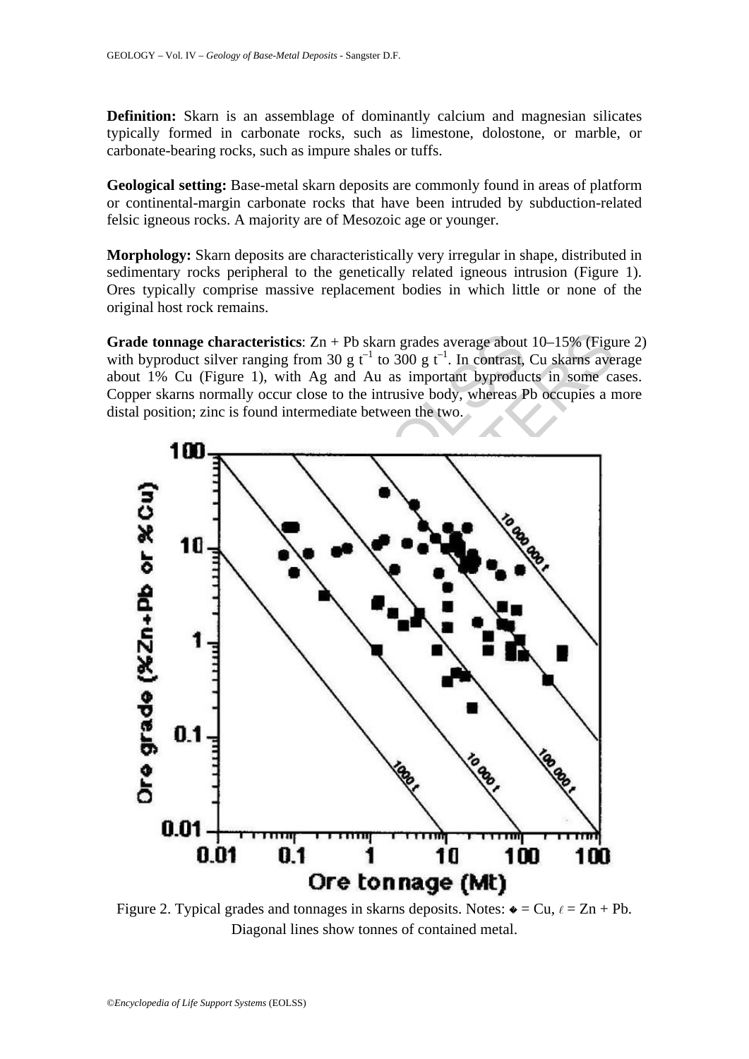**Definition:** Skarn is an assemblage of dominantly calcium and magnesian silicates typically formed in carbonate rocks, such as limestone, dolostone, or marble, or carbonate-bearing rocks, such as impure shales or tuffs.

**Geological setting:** Base-metal skarn deposits are commonly found in areas of platform or continental-margin carbonate rocks that have been intruded by subduction-related felsic igneous rocks. A majority are of Mesozoic age or younger.

**Morphology:** Skarn deposits are characteristically very irregular in shape, distributed in sedimentary rocks peripheral to the genetically related igneous intrusion (Figure 1). Ores typically comprise massive replacement bodies in which little or none of the original host rock remains.

**Grade tonnage characteristics**: Zn + Pb skarn grades average about 10–15% (Figure 2) with byproduct silver ranging from 30 g $t^{-1}$ to 300 g $t^{-1}$. In contrast, Cu skarns average about 1% Cu (Figure 1), with Ag and Au as important byproducts in some cases. Copper skarns normally occur close to the intrusive body, whereas Pb occupies a more distal position; zinc is found intermediate between the two.

Figure 2. Typical grades and tonnages in skarns deposits. Notes: ◆ = Cu, ℓ = Zn + Pb. Diagonal lines show tonnes of contained metal.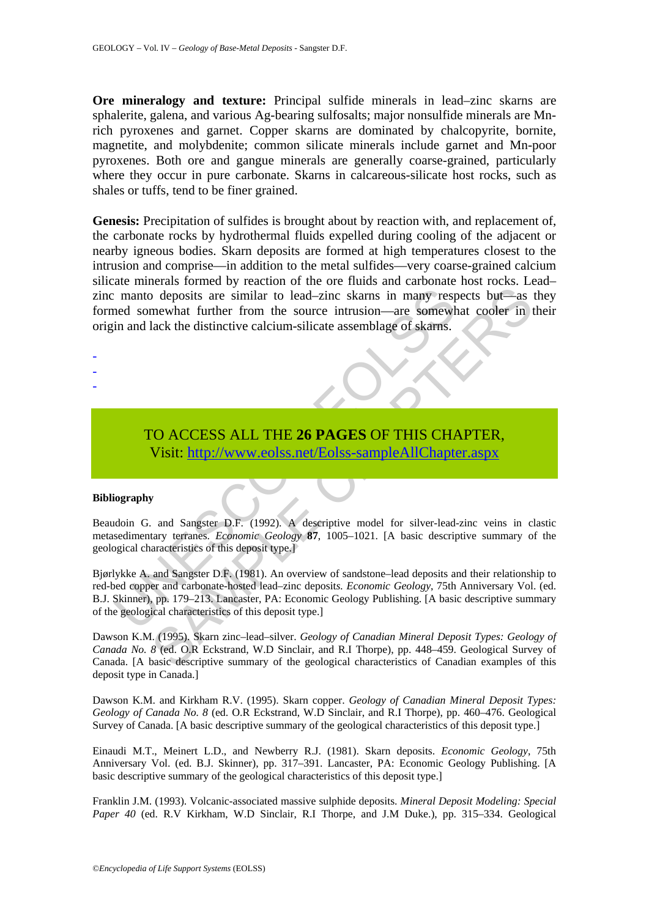**Ore mineralogy and texture:** Principal sulfide minerals in lead–zinc skarns are sphalerite, galena, and various Ag-bearing sulfosalts; major nonsulfide minerals are Mn-rich pyroxenes and garnet. Copper skarns are dominated by chalcopyrite, bornite, magnetite, and molybdenite; common silicate minerals include garnet and Mn-poor pyroxenes. Both ore and gangue minerals are generally coarse-grained, particularly where they occur in pure carbonate. Skarns in calcareous-silicate host rocks, such as shales or tuffs, tend to be finer grained.

**Genesis:** Precipitation of sulfides is brought about by reaction with, and replacement of, the carbonate rocks by hydrothermal fluids expelled during cooling of the adjacent or nearby igneous bodies. Skarn deposits are formed at high temperatures closest to the intrusion and comprise—in addition to the metal sulfides—very coarse-grained calcium silicate minerals formed by reaction of the ore fluids and carbonate host rocks. Lead–zinc manto deposits are similar to lead–zinc skarns in many respects but—as they formed somewhat further from the source intrusion—are somewhat cooler in their origin and lack the distinctive calcium-silicate assemblage of skarns.

-
-
-

TO ACCESS ALL THE **26 PAGES** OF THIS CHAPTER,
Visit: http://www.eolss.net/Eolss-sampleAllChapter.aspx

**Bibliography**

Beaudoin G. and Sangster D.F. (1992). A descriptive model for silver-lead-zinc veins in clastic metasedimentary terranes. *Economic Geology* **87**, 1005–1021. [A basic descriptive summary of the geological characteristics of this deposit type.]

Bjørlykke A. and Sangster D.F. (1981). An overview of sandstone–lead deposits and their relationship to red-bed copper and carbonate-hosted lead–zinc deposits. *Economic Geology*, 75th Anniversary Vol. (ed. B.J. Skinner), pp. 179–213. Lancaster, PA: Economic Geology Publishing. [A basic descriptive summary of the geological characteristics of this deposit type.]

Dawson K.M. (1995). Skarn zinc–lead–silver. *Geology of Canadian Mineral Deposit Types: Geology of Canada No. 8* (ed. O.R Eckstrand, W.D Sinclair, and R.I Thorpe), pp. 448–459. Geological Survey of Canada. [A basic descriptive summary of the geological characteristics of Canadian examples of this deposit type in Canada.]

Dawson K.M. and Kirkham R.V. (1995). Skarn copper. *Geology of Canadian Mineral Deposit Types: Geology of Canada No. 8* (ed. O.R Eckstrand, W.D Sinclair, and R.I Thorpe), pp. 460–476. Geological Survey of Canada. [A basic descriptive summary of the geological characteristics of this deposit type.]

Einaudi M.T., Meinert L.D., and Newberry R.J. (1981). Skarn deposits. *Economic Geology*, 75th Anniversary Vol. (ed. B.J. Skinner), pp. 317–391. Lancaster, PA: Economic Geology Publishing. [A basic descriptive summary of the geological characteristics of this deposit type.]

Franklin J.M. (1993). Volcanic-associated massive sulphide deposits. *Mineral Deposit Modeling: Special Paper 40* (ed. R.V Kirkham, W.D Sinclair, R.I Thorpe, and J.M Duke.), pp. 315–334. Geological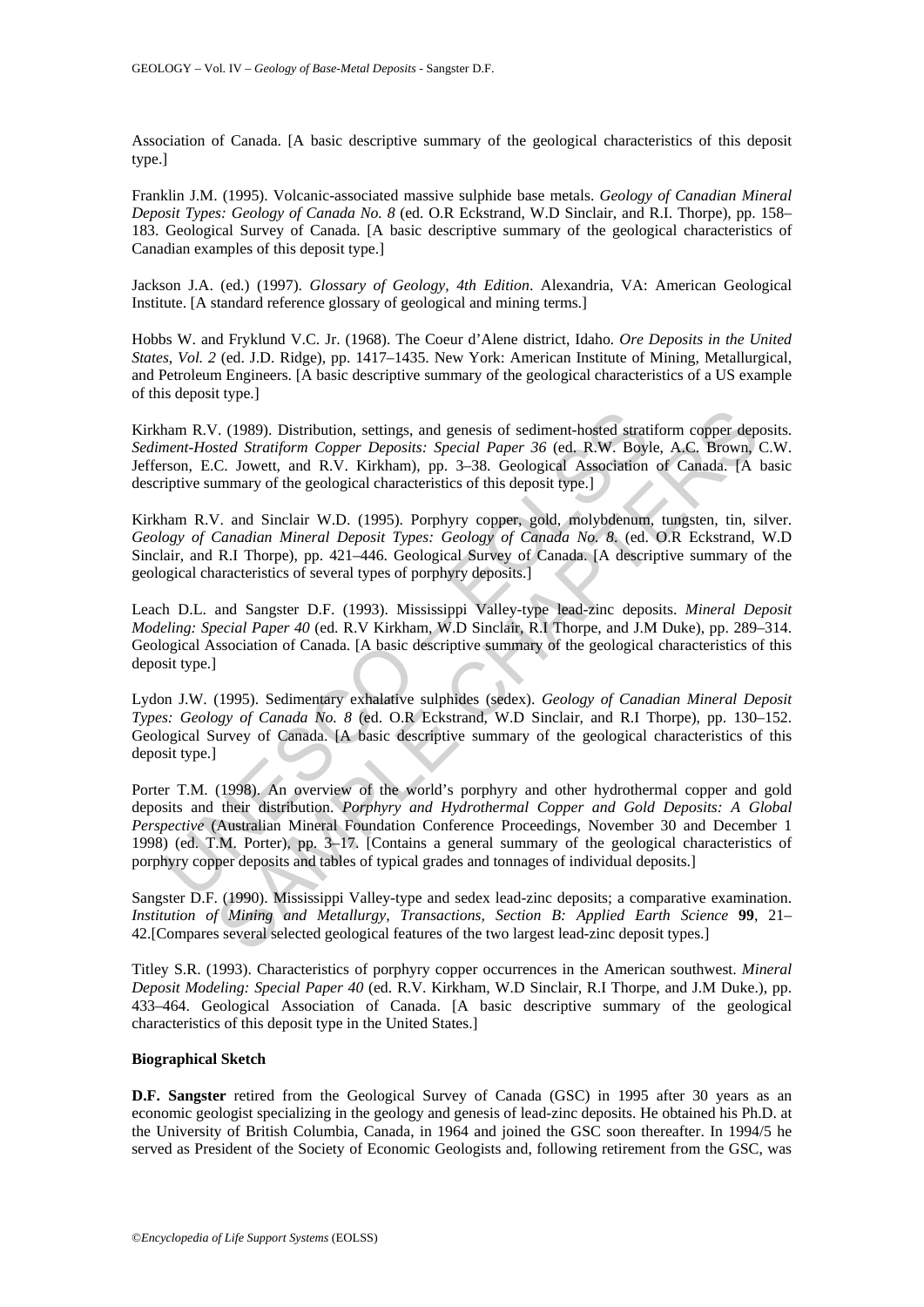Association of Canada. [A basic descriptive summary of the geological characteristics of this deposit type.]

Franklin J.M. (1995). Volcanic-associated massive sulphide base metals. *Geology of Canadian Mineral Deposit Types: Geology of Canada No. 8* (ed. O.R Eckstrand, W.D Sinclair, and R.I. Thorpe), pp. 158–183. Geological Survey of Canada. [A basic descriptive summary of the geological characteristics of Canadian examples of this deposit type.]

Jackson J.A. (ed.) (1997). *Glossary of Geology, 4th Edition*. Alexandria, VA: American Geological Institute. [A standard reference glossary of geological and mining terms.]

Hobbs W. and Fryklund V.C. Jr. (1968). The Coeur d'Alene district, Idaho. *Ore Deposits in the United States, Vol. 2* (ed. J.D. Ridge), pp. 1417–1435. New York: American Institute of Mining, Metallurgical, and Petroleum Engineers. [A basic descriptive summary of the geological characteristics of a US example of this deposit type.]

Kirkham R.V. (1989). Distribution, settings, and genesis of sediment-hosted stratiform copper deposits. *Sediment-Hosted Stratiform Copper Deposits: Special Paper 36* (ed. R.W. Boyle, A.C. Brown, C.W. Jefferson, E.C. Jowett, and R.V. Kirkham), pp. 3–38. Geological Association of Canada. [A basic descriptive summary of the geological characteristics of this deposit type.]

Kirkham R.V. and Sinclair W.D. (1995). Porphyry copper, gold, molybdenum, tungsten, tin, silver. *Geology of Canadian Mineral Deposit Types: Geology of Canada No. 8*. (ed. O.R Eckstrand, W.D Sinclair, and R.I Thorpe), pp. 421–446. Geological Survey of Canada. [A descriptive summary of the geological characteristics of several types of porphyry deposits.]

Leach D.L. and Sangster D.F. (1993). Mississippi Valley-type lead-zinc deposits. *Mineral Deposit Modeling: Special Paper 40* (ed. R.V Kirkham, W.D Sinclair, R.I Thorpe, and J.M Duke), pp. 289–314. Geological Association of Canada. [A basic descriptive summary of the geological characteristics of this deposit type.]

Lydon J.W. (1995). Sedimentary exhalative sulphides (sedex). *Geology of Canadian Mineral Deposit Types: Geology of Canada No. 8* (ed. O.R Eckstrand, W.D Sinclair, and R.I Thorpe), pp. 130–152. Geological Survey of Canada. [A basic descriptive summary of the geological characteristics of this deposit type.]

Porter T.M. (1998). An overview of the world's porphyry and other hydrothermal copper and gold deposits and their distribution. *Porphyry and Hydrothermal Copper and Gold Deposits: A Global Perspective* (Australian Mineral Foundation Conference Proceedings, November 30 and December 1 1998) (ed. T.M. Porter), pp. 3–17. [Contains a general summary of the geological characteristics of porphyry copper deposits and tables of typical grades and tonnages of individual deposits.]

Sangster D.F. (1990). Mississippi Valley-type and sedex lead-zinc deposits; a comparative examination. *Institution of Mining and Metallurgy, Transactions, Section B: Applied Earth Science* **99**, 21–42.[Compares several selected geological features of the two largest lead-zinc deposit types.]

Titley S.R. (1993). Characteristics of porphyry copper occurrences in the American southwest. *Mineral Deposit Modeling: Special Paper 40* (ed. R.V. Kirkham, W.D Sinclair, R.I Thorpe, and J.M Duke.), pp. 433–464. Geological Association of Canada. [A basic descriptive summary of the geological characteristics of this deposit type in the United States.]

**Biographical Sketch**

**D.F. Sangster** retired from the Geological Survey of Canada (GSC) in 1995 after 30 years as an economic geologist specializing in the geology and genesis of lead-zinc deposits. He obtained his Ph.D. at the University of British Columbia, Canada, in 1964 and joined the GSC soon thereafter. In 1994/5 he served as President of the Society of Economic Geologists and, following retirement from the GSC, was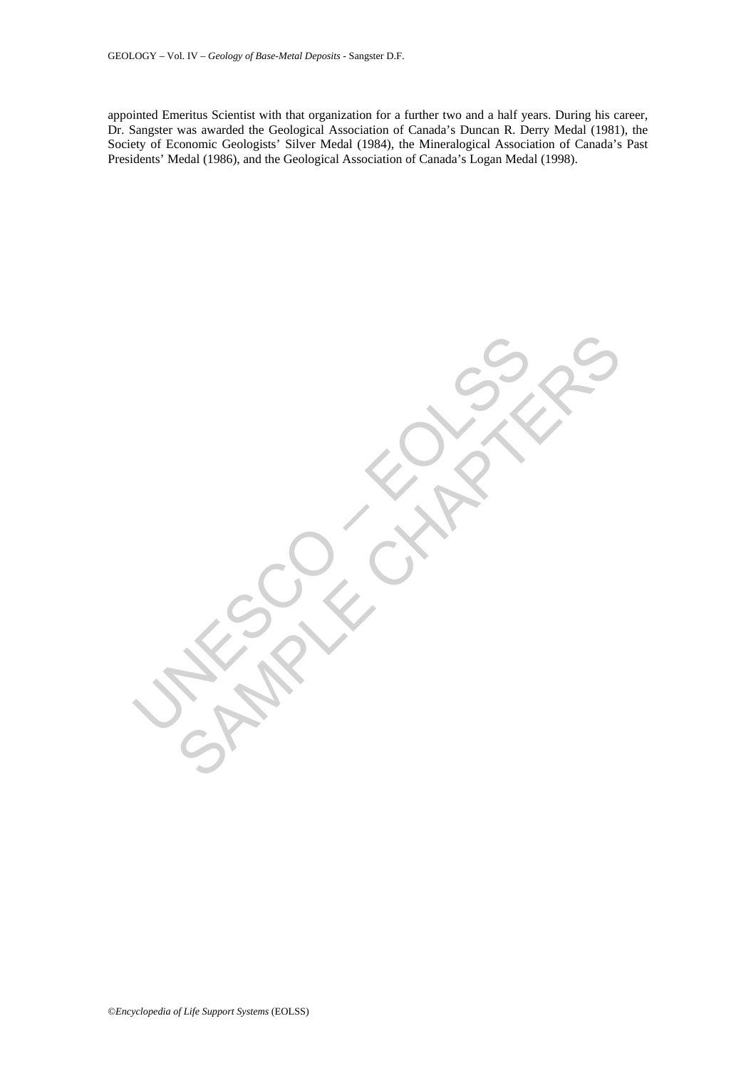appointed Emeritus Scientist with that organization for a further two and a half years. During his career, Dr. Sangster was awarded the Geological Association of Canada's Duncan R. Derry Medal (1981), the Society of Economic Geologists' Silver Medal (1984), the Mineralogical Association of Canada's Past Presidents' Medal (1986), and the Geological Association of Canada's Logan Medal (1998).